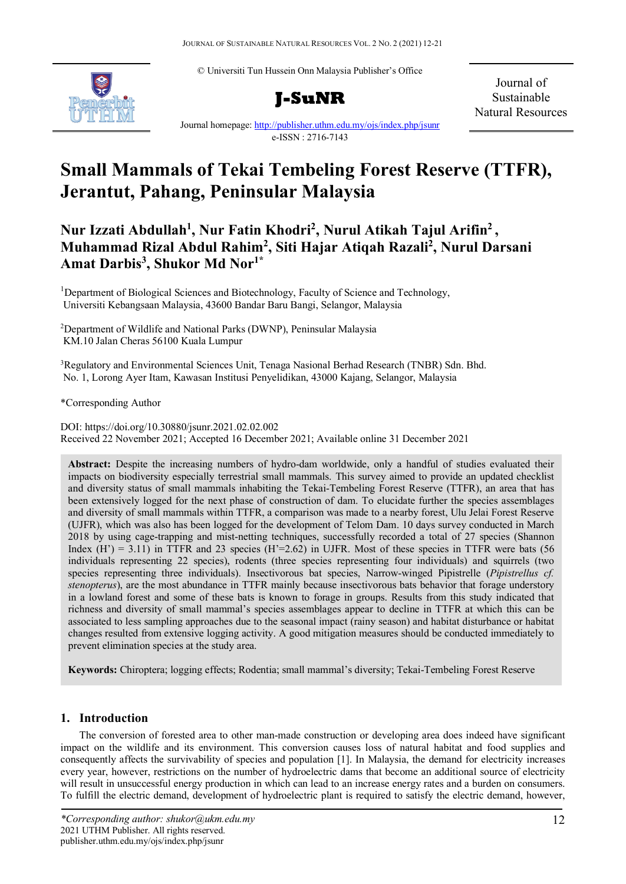© Universiti Tun Hussein Onn Malaysia Publisher's Office

**J-SuNR**

Journal of Sustainable Natural Resources

Journal homepage: http://publisher.uthm.edu.my/ojs/index.php/jsunr

e-ISSN : 2716-7143

# Small Mammals of Tekai Tembeling Forest Reserve (TTFR), Jerantut, Pahang, Peninsular Malaysia

**Nur Izzati Abdullah[1], Nur Fatin Khodri[2], Nurul Atikah Tajul Arifin[2], Muhammad Rizal Abdul Rahim[2], Siti Hajar Atiqah Razali[2], Nurul Darsani Amat Darbis[3], Shukor Md Nor[1]***

[1]Department of Biological Sciences and Biotechnology, Faculty of Science and Technology, Universiti Kebangsaan Malaysia, 43600 Bandar Baru Bangi, Selangor, Malaysia

[2]Department of Wildlife and National Parks (DWNP), Peninsular Malaysia KM.10 Jalan Cheras 56100 Kuala Lumpur

[3]Regulatory and Environmental Sciences Unit, Tenaga Nasional Berhad Research (TNBR) Sdn. Bhd. No. 1, Lorong Ayer Itam, Kawasan Institusi Penyelidikan, 43000 Kajang, Selangor, Malaysia

*Corresponding Author

DOI: https://doi.org/10.30880/jsunr.2021.02.02.002

Received 22 November 2021; Accepted 16 December 2021; Available online 31 December 2021

**Abstract:** Despite the increasing numbers of hydro-dam worldwide, only a handful of studies evaluated their impacts on biodiversity especially terrestrial small mammals. This survey aimed to provide an updated checklist and diversity status of small mammals inhabiting the Tekai-Tembeling Forest Reserve (TTFR), an area that has been extensively logged for the next phase of construction of dam. To elucidate further the species assemblages and diversity of small mammals within TTFR, a comparison was made to a nearby forest, Ulu Jelai Forest Reserve (UJFR), which was also has been logged for the development of Telom Dam. 10 days survey conducted in March 2018 by using cage-trapping and mist-netting techniques, successfully recorded a total of 27 species (Shannon Index (H') = 3.11) in TTFR and 23 species (H'=2.62) in UJFR. Most of these species in TTFR were bats (56 individuals representing 22 species), rodents (three species representing four individuals) and squirrels (two species representing three individuals). Insectivorous bat species, Narrow-winged Pipistrelle (*Pipistrellus cf. stenopterus*), are the most abundance in TTFR mainly because insectivorous bats behavior that forage understory in a lowland forest and some of these bats is known to forage in groups. Results from this study indicated that richness and diversity of small mammal's species assemblages appear to decline in TTFR at which this can be associated to less sampling approaches due to the seasonal impact (rainy season) and habitat disturbance or habitat changes resulted from extensive logging activity. A good mitigation measures should be conducted immediately to prevent elimination species at the study area.

**Keywords:** Chiroptera; logging effects; Rodentia; small mammal's diversity; Tekai-Tembeling Forest Reserve

## 1. Introduction

The conversion of forested area to other man-made construction or developing area does indeed have significant impact on the wildlife and its environment. This conversion causes loss of natural habitat and food supplies and consequently affects the survivability of species and population [1]. In Malaysia, the demand for electricity increases every year, however, restrictions on the number of hydroelectric dams that become an additional source of electricity will result in unsuccessful energy production in which can lead to an increase energy rates and a burden on consumers. To fulfill the electric demand, development of hydroelectric plant is required to satisfy the electric demand, however,

*\*Corresponding author: shukor@ukm.edu.my*
2021 UTHM Publisher. All rights reserved.
publisher.uthm.edu.my/ojs/index.php/jsunr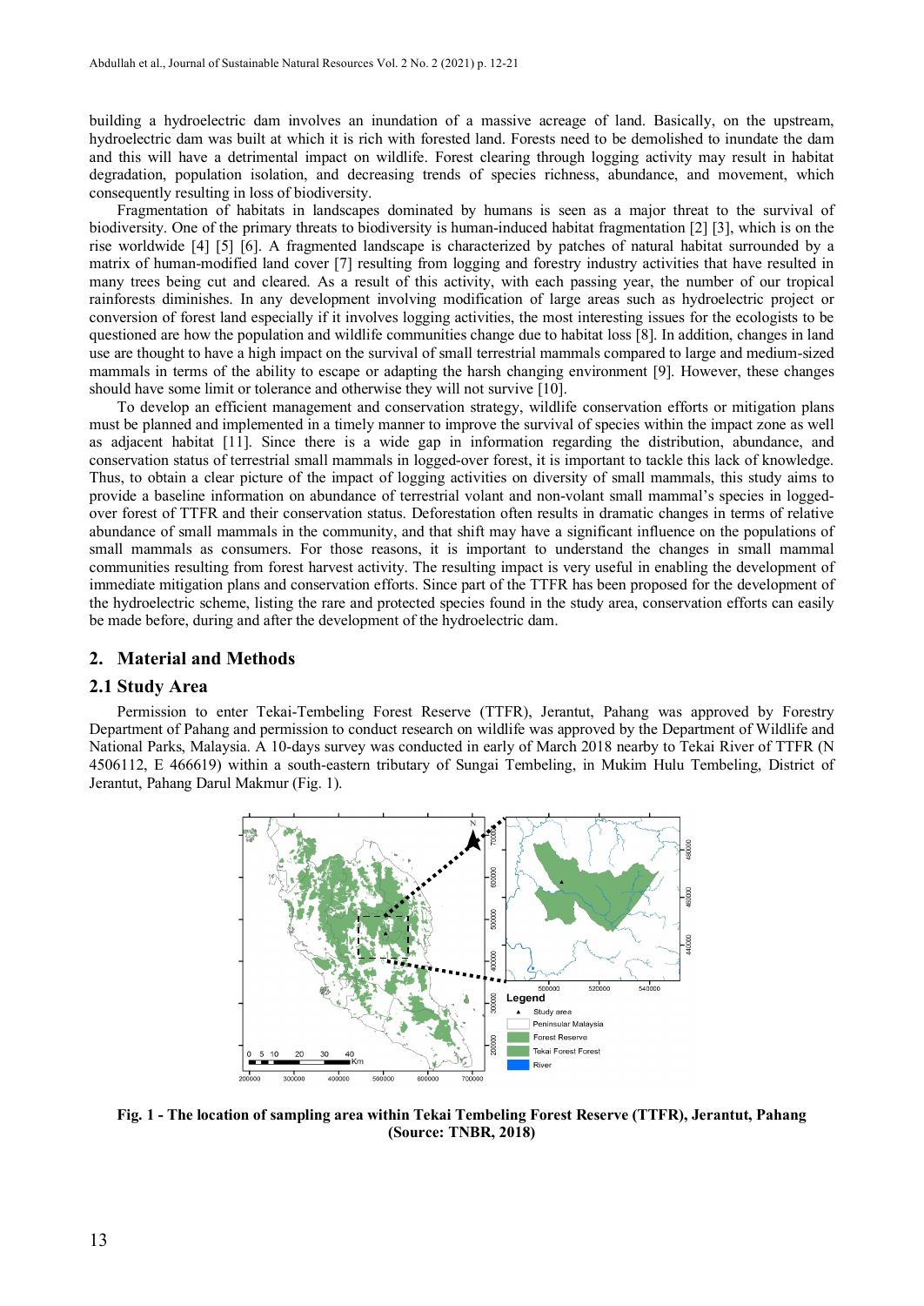building a hydroelectric dam involves an inundation of a massive acreage of land. Basically, on the upstream, hydroelectric dam was built at which it is rich with forested land. Forests need to be demolished to inundate the dam and this will have a detrimental impact on wildlife. Forest clearing through logging activity may result in habitat degradation, population isolation, and decreasing trends of species richness, abundance, and movement, which consequently resulting in loss of biodiversity.

Fragmentation of habitats in landscapes dominated by humans is seen as a major threat to the survival of biodiversity. One of the primary threats to biodiversity is human-induced habitat fragmentation [2] [3], which is on the rise worldwide [4] [5] [6]. A fragmented landscape is characterized by patches of natural habitat surrounded by a matrix of human-modified land cover [7] resulting from logging and forestry industry activities that have resulted in many trees being cut and cleared. As a result of this activity, with each passing year, the number of our tropical rainforests diminishes. In any development involving modification of large areas such as hydroelectric project or conversion of forest land especially if it involves logging activities, the most interesting issues for the ecologists to be questioned are how the population and wildlife communities change due to habitat loss [8]. In addition, changes in land use are thought to have a high impact on the survival of small terrestrial mammals compared to large and medium-sized mammals in terms of the ability to escape or adapting the harsh changing environment [9]. However, these changes should have some limit or tolerance and otherwise they will not survive [10].

To develop an efficient management and conservation strategy, wildlife conservation efforts or mitigation plans must be planned and implemented in a timely manner to improve the survival of species within the impact zone as well as adjacent habitat [11]. Since there is a wide gap in information regarding the distribution, abundance, and conservation status of terrestrial small mammals in logged-over forest, it is important to tackle this lack of knowledge. Thus, to obtain a clear picture of the impact of logging activities on diversity of small mammals, this study aims to provide a baseline information on abundance of terrestrial volant and non-volant small mammal's species in logged-over forest of TTFR and their conservation status. Deforestation often results in dramatic changes in terms of relative abundance of small mammals in the community, and that shift may have a significant influence on the populations of small mammals as consumers. For those reasons, it is important to understand the changes in small mammal communities resulting from forest harvest activity. The resulting impact is very useful in enabling the development of immediate mitigation plans and conservation efforts. Since part of the TTFR has been proposed for the development of the hydroelectric scheme, listing the rare and protected species found in the study area, conservation efforts can easily be made before, during and after the development of the hydroelectric dam.

## 2. Material and Methods

### 2.1 Study Area

Permission to enter Tekai-Tembeling Forest Reserve (TTFR), Jerantut, Pahang was approved by Forestry Department of Pahang and permission to conduct research on wildlife was approved by the Department of Wildlife and National Parks, Malaysia. A 10-days survey was conducted in early of March 2018 nearby to Tekai River of TTFR (N 4506112, E 466619) within a south-eastern tributary of Sungai Tembeling, in Mukim Hulu Tembeling, District of Jerantut, Pahang Darul Makmur (Fig. 1).

**Fig. 1 - The location of sampling area within Tekai Tembeling Forest Reserve (TTFR), Jerantut, Pahang (Source: TNBR, 2018)**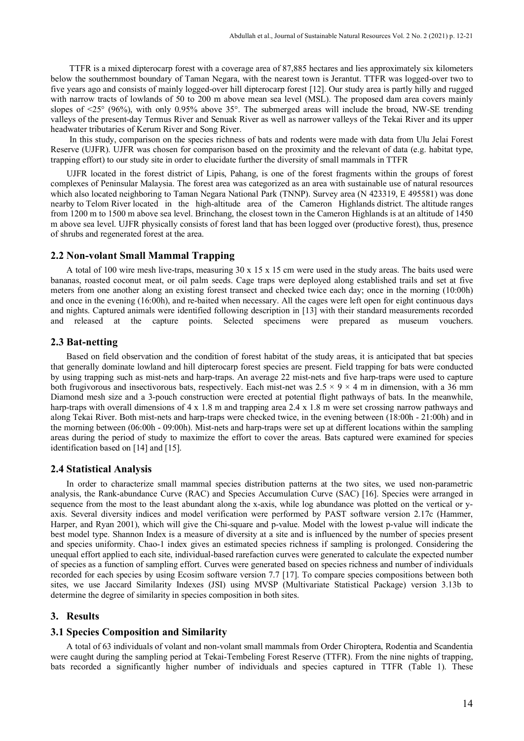TTFR is a mixed dipterocarp forest with a coverage area of 87,885 hectares and lies approximately six kilometers below the southernmost boundary of Taman Negara, with the nearest town is Jerantut. TTFR was logged-over two to five years ago and consists of mainly logged-over hill dipterocarp forest [12]. Our study area is partly hilly and rugged with narrow tracts of lowlands of 50 to 200 m above mean sea level (MSL). The proposed dam area covers mainly slopes of <25° (96%), with only 0.95% above 35°. The submerged areas will include the broad, NW-SE trending valleys of the present-day Termus River and Senuak River as well as narrower valleys of the Tekai River and its upper headwater tributaries of Kerum River and Song River.

In this study, comparison on the species richness of bats and rodents were made with data from Ulu Jelai Forest Reserve (UJFR). UJFR was chosen for comparison based on the proximity and the relevant of data (e.g. habitat type, trapping effort) to our study site in order to elucidate further the diversity of small mammals in TTFR

UJFR located in the forest district of Lipis, Pahang, is one of the forest fragments within the groups of forest complexes of Peninsular Malaysia. The forest area was categorized as an area with sustainable use of natural resources which also located neighboring to Taman Negara National Park (TNNP). Survey area (N 423319, E 495581) was done nearby to Telom River located in the high-altitude area of the Cameron Highlands district. The altitude ranges from 1200 m to 1500 m above sea level. Brinchang, the closest town in the Cameron Highlands is at an altitude of 1450 m above sea level. UJFR physically consists of forest land that has been logged over (productive forest), thus, presence of shrubs and regenerated forest at the area.

## 2.2 Non-volant Small Mammal Trapping

A total of 100 wire mesh live-traps, measuring 30 x 15 x 15 cm were used in the study areas. The baits used were bananas, roasted coconut meat, or oil palm seeds. Cage traps were deployed along established trails and set at five meters from one another along an existing forest transect and checked twice each day; once in the morning (10:00h) and once in the evening (16:00h), and re-baited when necessary. All the cages were left open for eight continuous days and nights. Captured animals were identified following description in [13] with their standard measurements recorded and released at the capture points. Selected specimens were prepared as museum vouchers.

## 2.3 Bat-netting

Based on field observation and the condition of forest habitat of the study areas, it is anticipated that bat species that generally dominate lowland and hill dipterocarp forest species are present. Field trapping for bats were conducted by using trapping such as mist-nets and harp-traps. An average 22 mist-nets and five harp-traps were used to capture both frugivorous and insectivorous bats, respectively. Each mist-net was 2.5 × 9 × 4 m in dimension, with a 36 mm Diamond mesh size and a 3-pouch construction were erected at potential flight pathways of bats. In the meanwhile, harp-traps with overall dimensions of 4 x 1.8 m and trapping area 2.4 x 1.8 m were set crossing narrow pathways and along Tekai River. Both mist-nets and harp-traps were checked twice, in the evening between (18:00h - 21:00h) and in the morning between (06:00h - 09:00h). Mist-nets and harp-traps were set up at different locations within the sampling areas during the period of study to maximize the effort to cover the areas. Bats captured were examined for species identification based on [14] and [15].

## 2.4 Statistical Analysis

In order to characterize small mammal species distribution patterns at the two sites, we used non-parametric analysis, the Rank-abundance Curve (RAC) and Species Accumulation Curve (SAC) [16]. Species were arranged in sequence from the most to the least abundant along the x-axis, while log abundance was plotted on the vertical or y-axis. Several diversity indices and model verification were performed by PAST software version 2.17c (Hammer, Harper, and Ryan 2001), which will give the Chi-square and p-value. Model with the lowest p-value will indicate the best model type. Shannon Index is a measure of diversity at a site and is influenced by the number of species present and species uniformity. Chao-1 index gives an estimated species richness if sampling is prolonged. Considering the unequal effort applied to each site, individual-based rarefaction curves were generated to calculate the expected number of species as a function of sampling effort. Curves were generated based on species richness and number of individuals recorded for each species by using Ecosim software version 7.7 [17]. To compare species compositions between both sites, we use Jaccard Similarity Indexes (JSI) using MVSP (Multivariate Statistical Package) version 3.13b to determine the degree of similarity in species composition in both sites.

# 3. Results

## 3.1 Species Composition and Similarity

A total of 63 individuals of volant and non-volant small mammals from Order Chiroptera, Rodentia and Scandentia were caught during the sampling period at Tekai-Tembeling Forest Reserve (TTFR). From the nine nights of trapping, bats recorded a significantly higher number of individuals and species captured in TTFR (Table 1). These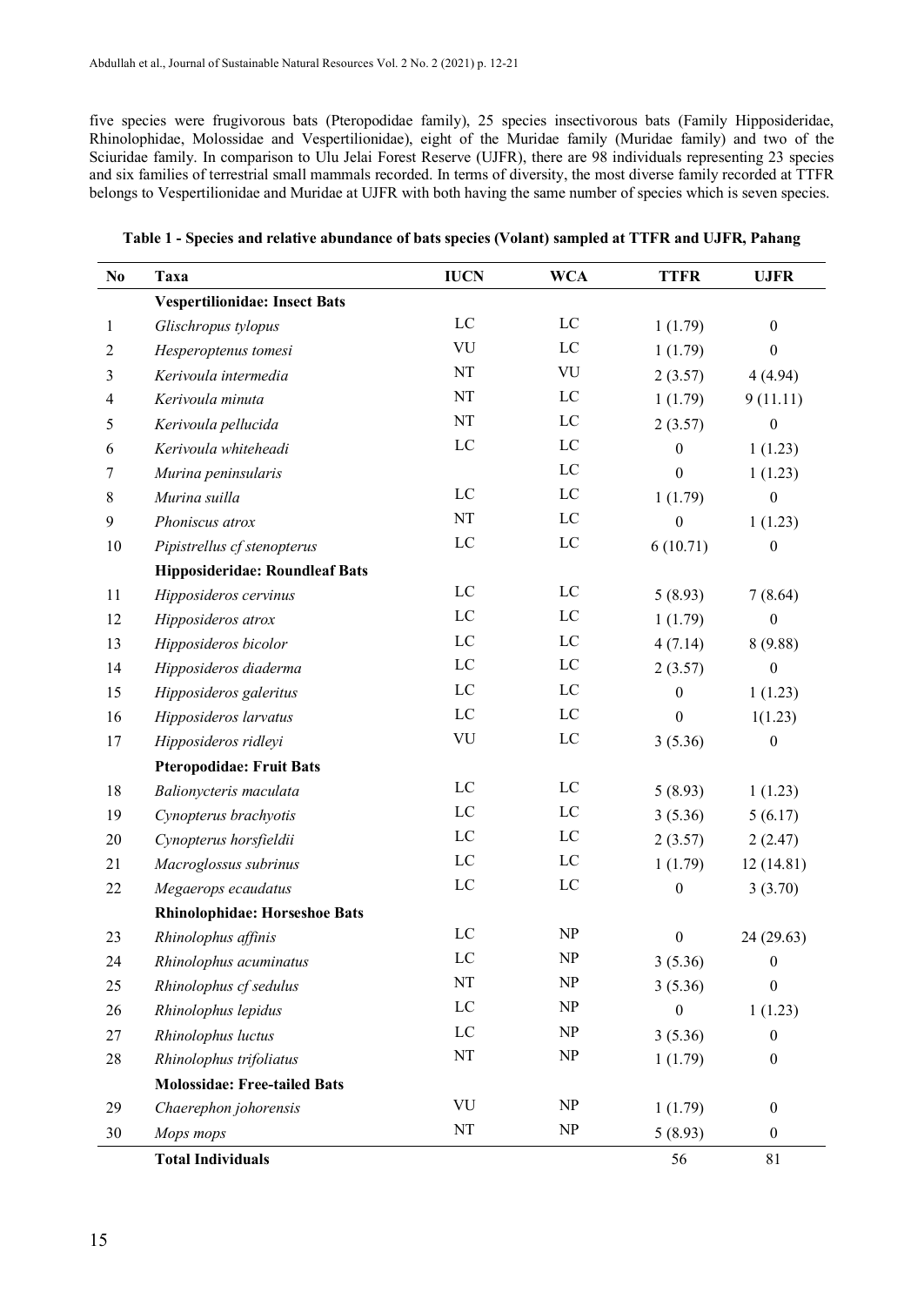five species were frugivorous bats (Pteropodidae family), 25 species insectivorous bats (Family Hipposideridae, Rhinolophidae, Molossidae and Vespertilionidae), eight of the Muridae family (Muridae family) and two of the Sciuridae family. In comparison to Ulu Jelai Forest Reserve (UJFR), there are 98 individuals representing 23 species and six families of terrestrial small mammals recorded. In terms of diversity, the most diverse family recorded at TTFR belongs to Vespertilionidae and Muridae at UJFR with both having the same number of species which is seven species.

**Table 1 - Species and relative abundance of bats species (Volant) sampled at TTFR and UJFR, Pahang**

| No | Taxa | IUCN | WCA | TTFR | UJFR |
|---|---|---|---|---|---|
| | **Vespertilionidae: Insect Bats** | | | | |
| 1 | *Glischropus tylopus* | LC | LC | 1 (1.79) | 0 |
| 2 | *Hesperoptenus tomesi* | VU | LC | 1 (1.79) | 0 |
| 3 | *Kerivoula intermedia* | NT | VU | 2 (3.57) | 4 (4.94) |
| 4 | *Kerivoula minuta* | NT | LC | 1 (1.79) | 9 (11.11) |
| 5 | *Kerivoula pellucida* | NT | LC | 2 (3.57) | 0 |
| 6 | *Kerivoula whiteheadi* | LC | LC | 0 | 1 (1.23) |
| 7 | *Murina peninsularis* | | LC | 0 | 1 (1.23) |
| 8 | *Murina suilla* | LC | LC | 1 (1.79) | 0 |
| 9 | *Phoniscus atrox* | NT | LC | 0 | 1 (1.23) |
| 10 | *Pipistrellus cf stenopterus* | LC | LC | 6 (10.71) | 0 |
| | **Hipposideridae: Roundleaf Bats** | | | | |
| 11 | *Hipposideros cervinus* | LC | LC | 5 (8.93) | 7 (8.64) |
| 12 | *Hipposideros atrox* | LC | LC | 1 (1.79) | 0 |
| 13 | *Hipposideros bicolor* | LC | LC | 4 (7.14) | 8 (9.88) |
| 14 | *Hipposideros diaderma* | LC | LC | 2 (3.57) | 0 |
| 15 | *Hipposideros galeritus* | LC | LC | 0 | 1 (1.23) |
| 16 | *Hipposideros larvatus* | LC | LC | 0 | 1(1.23) |
| 17 | *Hipposideros ridleyi* | VU | LC | 3 (5.36) | 0 |
| | **Pteropodidae: Fruit Bats** | | | | |
| 18 | *Balionycteris maculata* | LC | LC | 5 (8.93) | 1 (1.23) |
| 19 | *Cynopterus brachyotis* | LC | LC | 3 (5.36) | 5 (6.17) |
| 20 | *Cynopterus horsfieldii* | LC | LC | 2 (3.57) | 2 (2.47) |
| 21 | *Macroglossus subrinus* | LC | LC | 1 (1.79) | 12 (14.81) |
| 22 | *Megaerops ecaudatus* | LC | LC | 0 | 3 (3.70) |
| | **Rhinolophidae: Horseshoe Bats** | | | | |
| 23 | *Rhinolophus affinis* | LC | NP | 0 | 24 (29.63) |
| 24 | *Rhinolophus acuminatus* | LC | NP | 3 (5.36) | 0 |
| 25 | *Rhinolophus cf sedulus* | NT | NP | 3 (5.36) | 0 |
| 26 | *Rhinolophus lepidus* | LC | NP | 0 | 1 (1.23) |
| 27 | *Rhinolophus luctus* | LC | NP | 3 (5.36) | 0 |
| 28 | *Rhinolophus trifoliatus* | NT | NP | 1 (1.79) | 0 |
| | **Molossidae: Free-tailed Bats** | | | | |
| 29 | *Chaerephon johorensis* | VU | NP | 1 (1.79) | 0 |
| 30 | *Mops mops* | NT | NP | 5 (8.93) | 0 |
| | **Total Individuals** | | | 56 | 81 |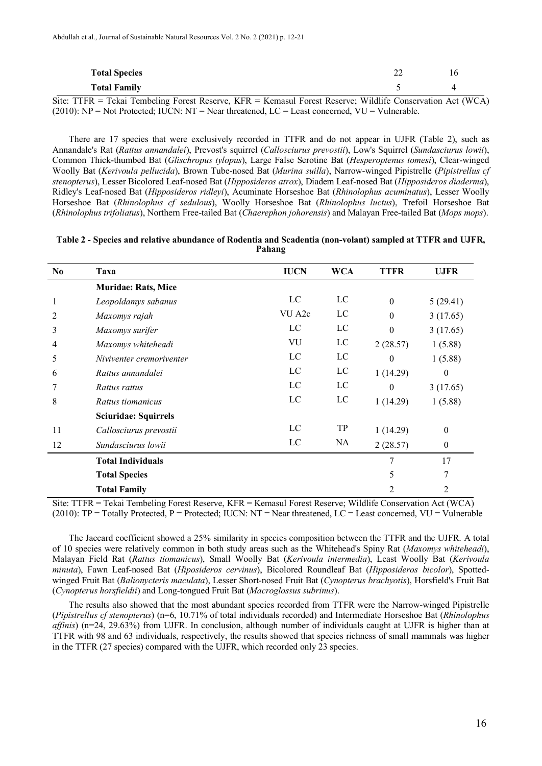| | | | | |
|---|---|---|---|---|
| **Total Species** | | | 22 | 16 |
| **Total Family** | | | 5 | 4 |

Site: TTFR = Tekai Tembeling Forest Reserve, KFR = Kemasul Forest Reserve; Wildlife Conservation Act (WCA) (2010): NP = Not Protected; IUCN: NT = Near threatened, LC = Least concerned, VU = Vulnerable.

There are 17 species that were exclusively recorded in TTFR and do not appear in UJFR (Table 2), such as Annandale's Rat (*Rattus annandalei*), Prevost's squirrel (*Callosciurus prevostii*), Low's Squirrel (*Sundasciurus lowii*), Common Thick-thumbed Bat (*Glischropus tylopus*), Large False Serotine Bat (*Hesperoptenus tomesi*), Clear-winged Woolly Bat (*Kerivoula pellucida*), Brown Tube-nosed Bat (*Murina suilla*), Narrow-winged Pipistrelle (*Pipistrellus cf stenopterus*), Lesser Bicolored Leaf-nosed Bat (*Hipposideros atrox*), Diadem Leaf-nosed Bat (*Hipposideros diaderma*), Ridley's Leaf-nosed Bat (*Hipposideros ridleyi*), Acuminate Horseshoe Bat (*Rhinolophus acuminatus*), Lesser Woolly Horseshoe Bat (*Rhinolophus cf sedulous*), Woolly Horseshoe Bat (*Rhinolophus luctus*), Trefoil Horseshoe Bat (*Rhinolophus trifoliatus*), Northern Free-tailed Bat (*Chaerephon johorensis*) and Malayan Free-tailed Bat (*Mops mops*).

**Table 2 - Species and relative abundance of Rodentia and Scadentia (non-volant) sampled at TTFR and UJFR, Pahang**

| No | Taxa | IUCN | WCA | TTFR | UJFR |
|---|---|---|---|---|---|
| | **Muridae: Rats, Mice** | | | | |
| 1 | *Leopoldamys sabanus* | LC | LC | 0 | 5 (29.41) |
| 2 | *Maxomys rajah* | VU A2c | LC | 0 | 3 (17.65) |
| 3 | *Maxomys surifer* | LC | LC | 0 | 3 (17.65) |
| 4 | *Maxomys whiteheadi* | VU | LC | 2 (28.57) | 1 (5.88) |
| 5 | *Niviventer cremoriventer* | LC | LC | 0 | 1 (5.88) |
| 6 | *Rattus annandalei* | LC | LC | 1 (14.29) | 0 |
| 7 | *Rattus rattus* | LC | LC | 0 | 3 (17.65) |
| 8 | *Rattus tiomanicus* | LC | LC | 1 (14.29) | 1 (5.88) |
| | **Sciuridae: Squirrels** | | | | |
| 11 | *Callosciurus prevostii* | LC | TP | 1 (14.29) | 0 |
| 12 | *Sundasciurus lowii* | LC | NA | 2 (28.57) | 0 |
| | **Total Individuals** | | | 7 | 17 |
| | **Total Species** | | | 5 | 7 |
| | **Total Family** | | | 2 | 2 |

Site: TTFR = Tekai Tembeling Forest Reserve, KFR = Kemasul Forest Reserve; Wildlife Conservation Act (WCA) (2010): TP = Totally Protected, P = Protected; IUCN: NT = Near threatened, LC = Least concerned, VU = Vulnerable

The Jaccard coefficient showed a 25% similarity in species composition between the TTFR and the UJFR. A total of 10 species were relatively common in both study areas such as the Whitehead's Spiny Rat (*Maxomys whiteheadi*), Malayan Field Rat (*Rattus tiomanicus*), Small Woolly Bat (*Kerivoula intermedia*), Least Woolly Bat (*Kerivoula minuta*), Fawn Leaf-nosed Bat (*Hiposideros cervinus*), Bicolored Roundleaf Bat (*Hipposideros bicolor*), Spotted-winged Fruit Bat (*Balionycteris maculata*), Lesser Short-nosed Fruit Bat (*Cynopterus brachyotis*), Horsfield's Fruit Bat (*Cynopterus horsfieldii*) and Long-tongued Fruit Bat (*Macroglossus subrinus*).

The results also showed that the most abundant species recorded from TTFR were the Narrow-winged Pipistrelle (*Pipistrellus cf stenopterus*) (n=6, 10.71% of total individuals recorded) and Intermediate Horseshoe Bat (*Rhinolophus affinis*) (n=24, 29.63%) from UJFR. In conclusion, although number of individuals caught at UJFR is higher than at TTFR with 98 and 63 individuals, respectively, the results showed that species richness of small mammals was higher in the TTFR (27 species) compared with the UJFR, which recorded only 23 species.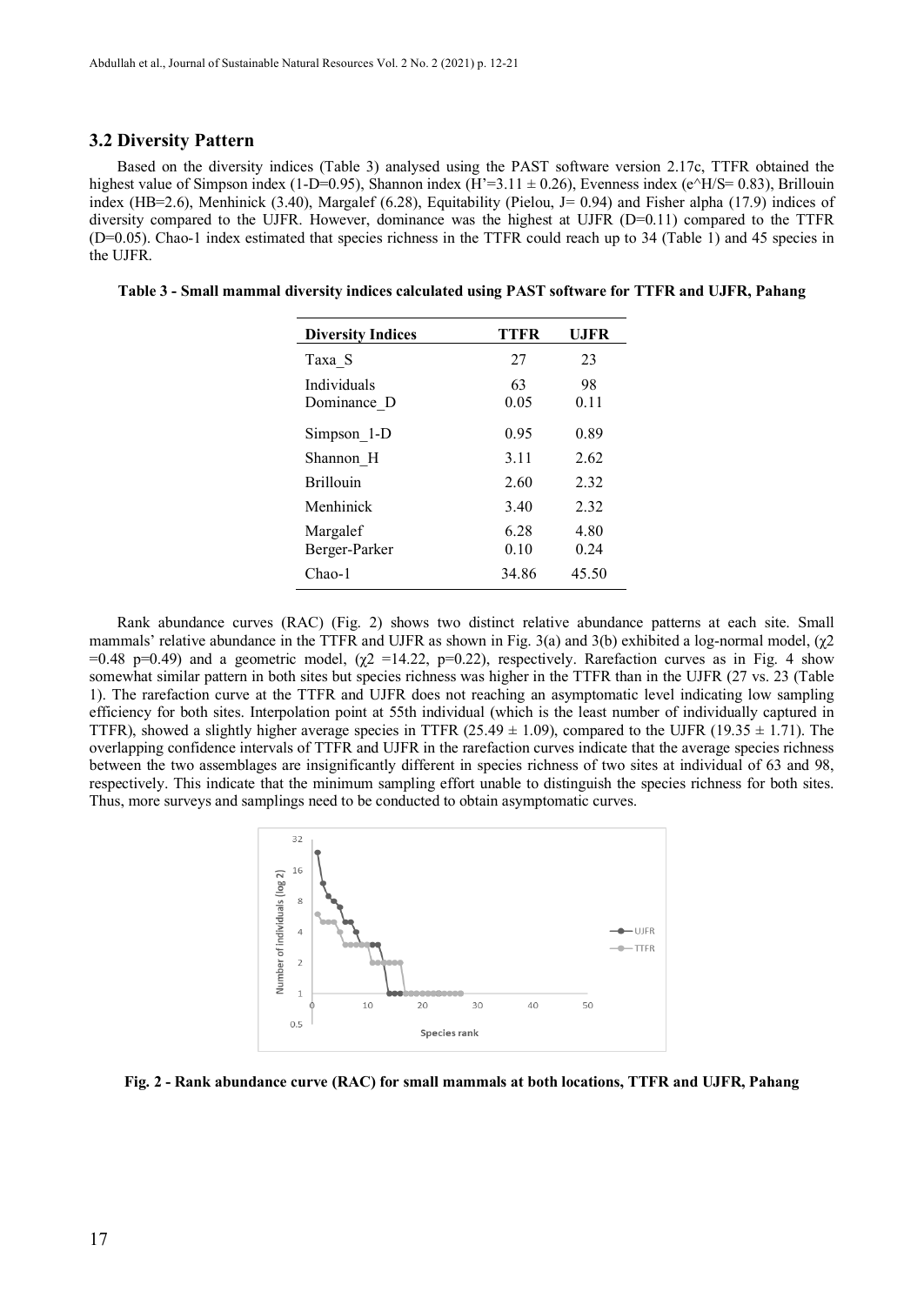### 3.2 Diversity Pattern

Based on the diversity indices (Table 3) analysed using the PAST software version 2.17c, TTFR obtained the highest value of Simpson index (1-D=0.95), Shannon index (H'=3.11 ± 0.26), Evenness index (e^H/S= 0.83), Brillouin index (HB=2.6), Menhinick (3.40), Margalef (6.28), Equitability (Pielou, J= 0.94) and Fisher alpha (17.9) indices of diversity compared to the UJFR. However, dominance was the highest at UJFR (D=0.11) compared to the TTFR (D=0.05). Chao-1 index estimated that species richness in the TTFR could reach up to 34 (Table 1) and 45 species in the UJFR.

**Table 3 - Small mammal diversity indices calculated using PAST software for TTFR and UJFR, Pahang**

| Diversity Indices | TTFR | UJFR |
|---|---|---|
| Taxa_S | 27 | 23 |
| Individuals | 63 | 98 |
| Dominance_D | 0.05 | 0.11 |
| Simpson_1-D | 0.95 | 0.89 |
| Shannon_H | 3.11 | 2.62 |
| Brillouin | 2.60 | 2.32 |
| Menhinick | 3.40 | 2.32 |
| Margalef | 6.28 | 4.80 |
| Berger-Parker | 0.10 | 0.24 |
| Chao-1 | 34.86 | 45.50 |

Rank abundance curves (RAC) (Fig. 2) shows two distinct relative abundance patterns at each site. Small mammals' relative abundance in the TTFR and UJFR as shown in Fig. 3(a) and 3(b) exhibited a log-normal model, ($\chi^2$ =0.48 p=0.49) and a geometric model, ($\chi^2$ =14.22, p=0.22), respectively. Rarefaction curves as in Fig. 4 show somewhat similar pattern in both sites but species richness was higher in the TTFR than in the UJFR (27 vs. 23 (Table 1). The rarefaction curve at the TTFR and UJFR does not reaching an asymptomatic level indicating low sampling efficiency for both sites. Interpolation point at 55th individual (which is the least number of individually captured in TTFR), showed a slightly higher average species in TTFR (25.49 ± 1.09), compared to the UJFR (19.35 ± 1.71). The overlapping confidence intervals of TTFR and UJFR in the rarefaction curves indicate that the average species richness between the two assemblages are insignificantly different in species richness of two sites at individual of 63 and 98, respectively. This indicate that the minimum sampling effort unable to distinguish the species richness for both sites. Thus, more surveys and samplings need to be conducted to obtain asymptomatic curves.

**Fig. 2 - Rank abundance curve (RAC) for small mammals at both locations, TTFR and UJFR, Pahang**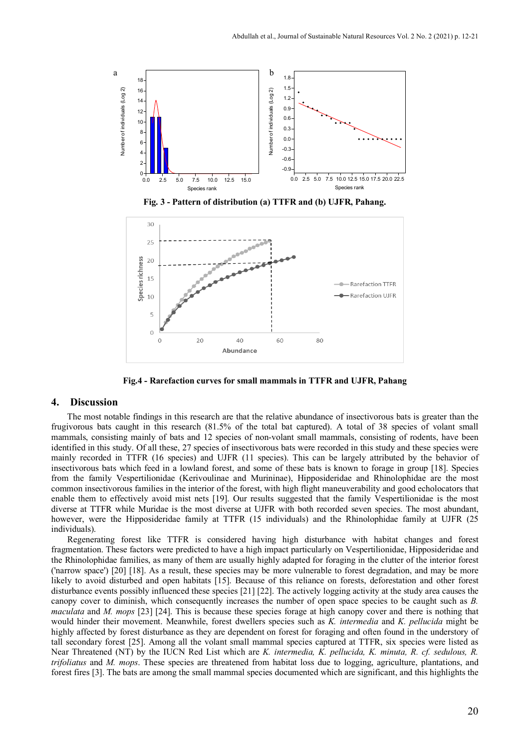Fig. 3 - Pattern of distribution (a) TTFR and (b) UJFR, Pahang.

Fig.4 - Rarefaction curves for small mammals in TTFR and UJFR, Pahang

## 4. Discussion

The most notable findings in this research are that the relative abundance of insectivorous bats is greater than the frugivorous bats caught in this research (81.5% of the total bat captured). A total of 38 species of volant small mammals, consisting mainly of bats and 12 species of non-volant small mammals, consisting of rodents, have been identified in this study. Of all these, 27 species of insectivorous bats were recorded in this study and these species were mainly recorded in TTFR (16 species) and UJFR (11 species). This can be largely attributed by the behavior of insectivorous bats which feed in a lowland forest, and some of these bats is known to forage in group [18]. Species from the family Vespertilionidae (Kerivoulinae and Murininae), Hipposideridae and Rhinolophidae are the most common insectivorous families in the interior of the forest, with high flight maneuverability and good echolocators that enable them to effectively avoid mist nets [19]. Our results suggested that the family Vespertilionidae is the most diverse at TTFR while Muridae is the most diverse at UJFR with both recorded seven species. The most abundant, however, were the Hipposideridae family at TTFR (15 individuals) and the Rhinolophidae family at UJFR (25 individuals).

Regenerating forest like TTFR is considered having high disturbance with habitat changes and forest fragmentation. These factors were predicted to have a high impact particularly on Vespertilionidae, Hipposideridae and the Rhinolophidae families, as many of them are usually highly adapted for foraging in the clutter of the interior forest ('narrow space') [20] [18]. As a result, these species may be more vulnerable to forest degradation, and may be more likely to avoid disturbed and open habitats [15]. Because of this reliance on forests, deforestation and other forest disturbance events possibly influenced these species [21] [22]. The actively logging activity at the study area causes the canopy cover to diminish, which consequently increases the number of open space species to be caught such as *B. maculata* and *M. mops* [23] [24]. This is because these species forage at high canopy cover and there is nothing that would hinder their movement. Meanwhile, forest dwellers species such as *K. intermedia* and *K. pellucida* might be highly affected by forest disturbance as they are dependent on forest for foraging and often found in the understory of tall secondary forest [25]. Among all the volant small mammal species captured at TTFR, six species were listed as Near Threatened (NT) by the IUCN Red List which are *K. intermedia, K. pellucida, K. minuta, R. cf. sedulous, R. trifoliatus* and *M. mops*. These species are threatened from habitat loss due to logging, agriculture, plantations, and forest fires [3]. The bats are among the small mammal species documented which are significant, and this highlights the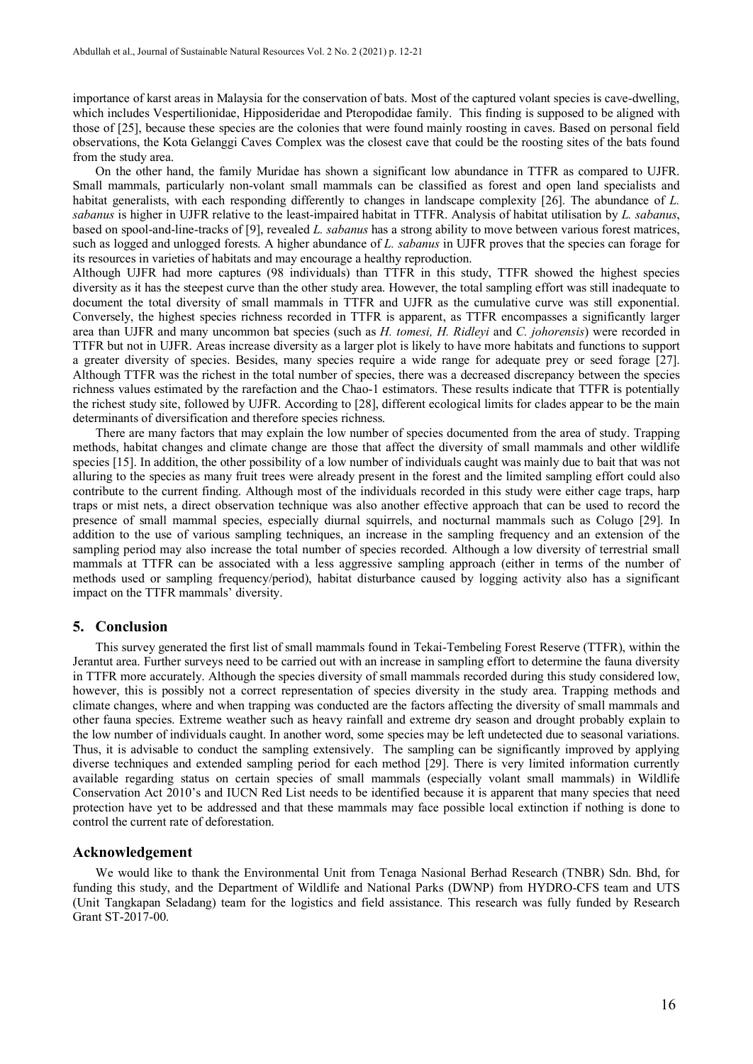importance of karst areas in Malaysia for the conservation of bats. Most of the captured volant species is cave-dwelling, which includes Vespertilionidae, Hipposideridae and Pteropodidae family. This finding is supposed to be aligned with those of [25], because these species are the colonies that were found mainly roosting in caves. Based on personal field observations, the Kota Gelanggi Caves Complex was the closest cave that could be the roosting sites of the bats found from the study area.

On the other hand, the family Muridae has shown a significant low abundance in TTFR as compared to UJFR. Small mammals, particularly non-volant small mammals can be classified as forest and open land specialists and habitat generalists, with each responding differently to changes in landscape complexity [26]. The abundance of *L. sabanus* is higher in UJFR relative to the least-impaired habitat in TTFR. Analysis of habitat utilisation by *L. sabanus*, based on spool-and-line-tracks of [9], revealed *L. sabanus* has a strong ability to move between various forest matrices, such as logged and unlogged forests. A higher abundance of *L. sabanus* in UJFR proves that the species can forage for its resources in varieties of habitats and may encourage a healthy reproduction.

Although UJFR had more captures (98 individuals) than TTFR in this study, TTFR showed the highest species diversity as it has the steepest curve than the other study area. However, the total sampling effort was still inadequate to document the total diversity of small mammals in TTFR and UJFR as the cumulative curve was still exponential. Conversely, the highest species richness recorded in TTFR is apparent, as TTFR encompasses a significantly larger area than UJFR and many uncommon bat species (such as *H. tomesi, H. Ridleyi* and *C. johorensis*) were recorded in TTFR but not in UJFR. Areas increase diversity as a larger plot is likely to have more habitats and functions to support a greater diversity of species. Besides, many species require a wide range for adequate prey or seed forage [27]. Although TTFR was the richest in the total number of species, there was a decreased discrepancy between the species richness values estimated by the rarefaction and the Chao-1 estimators. These results indicate that TTFR is potentially the richest study site, followed by UJFR. According to [28], different ecological limits for clades appear to be the main determinants of diversification and therefore species richness.

There are many factors that may explain the low number of species documented from the area of study. Trapping methods, habitat changes and climate change are those that affect the diversity of small mammals and other wildlife species [15]. In addition, the other possibility of a low number of individuals caught was mainly due to bait that was not alluring to the species as many fruit trees were already present in the forest and the limited sampling effort could also contribute to the current finding. Although most of the individuals recorded in this study were either cage traps, harp traps or mist nets, a direct observation technique was also another effective approach that can be used to record the presence of small mammal species, especially diurnal squirrels, and nocturnal mammals such as Colugo [29]. In addition to the use of various sampling techniques, an increase in the sampling frequency and an extension of the sampling period may also increase the total number of species recorded. Although a low diversity of terrestrial small mammals at TTFR can be associated with a less aggressive sampling approach (either in terms of the number of methods used or sampling frequency/period), habitat disturbance caused by logging activity also has a significant impact on the TTFR mammals' diversity.

## 5. Conclusion

This survey generated the first list of small mammals found in Tekai-Tembeling Forest Reserve (TTFR), within the Jerantut area. Further surveys need to be carried out with an increase in sampling effort to determine the fauna diversity in TTFR more accurately. Although the species diversity of small mammals recorded during this study considered low, however, this is possibly not a correct representation of species diversity in the study area. Trapping methods and climate changes, where and when trapping was conducted are the factors affecting the diversity of small mammals and other fauna species. Extreme weather such as heavy rainfall and extreme dry season and drought probably explain to the low number of individuals caught. In another word, some species may be left undetected due to seasonal variations. Thus, it is advisable to conduct the sampling extensively. The sampling can be significantly improved by applying diverse techniques and extended sampling period for each method [29]. There is very limited information currently available regarding status on certain species of small mammals (especially volant small mammals) in Wildlife Conservation Act 2010's and IUCN Red List needs to be identified because it is apparent that many species that need protection have yet to be addressed and that these mammals may face possible local extinction if nothing is done to control the current rate of deforestation.

## Acknowledgement

We would like to thank the Environmental Unit from Tenaga Nasional Berhad Research (TNBR) Sdn. Bhd, for funding this study, and the Department of Wildlife and National Parks (DWNP) from HYDRO-CFS team and UTS (Unit Tangkapan Seladang) team for the logistics and field assistance. This research was fully funded by Research Grant ST-2017-00.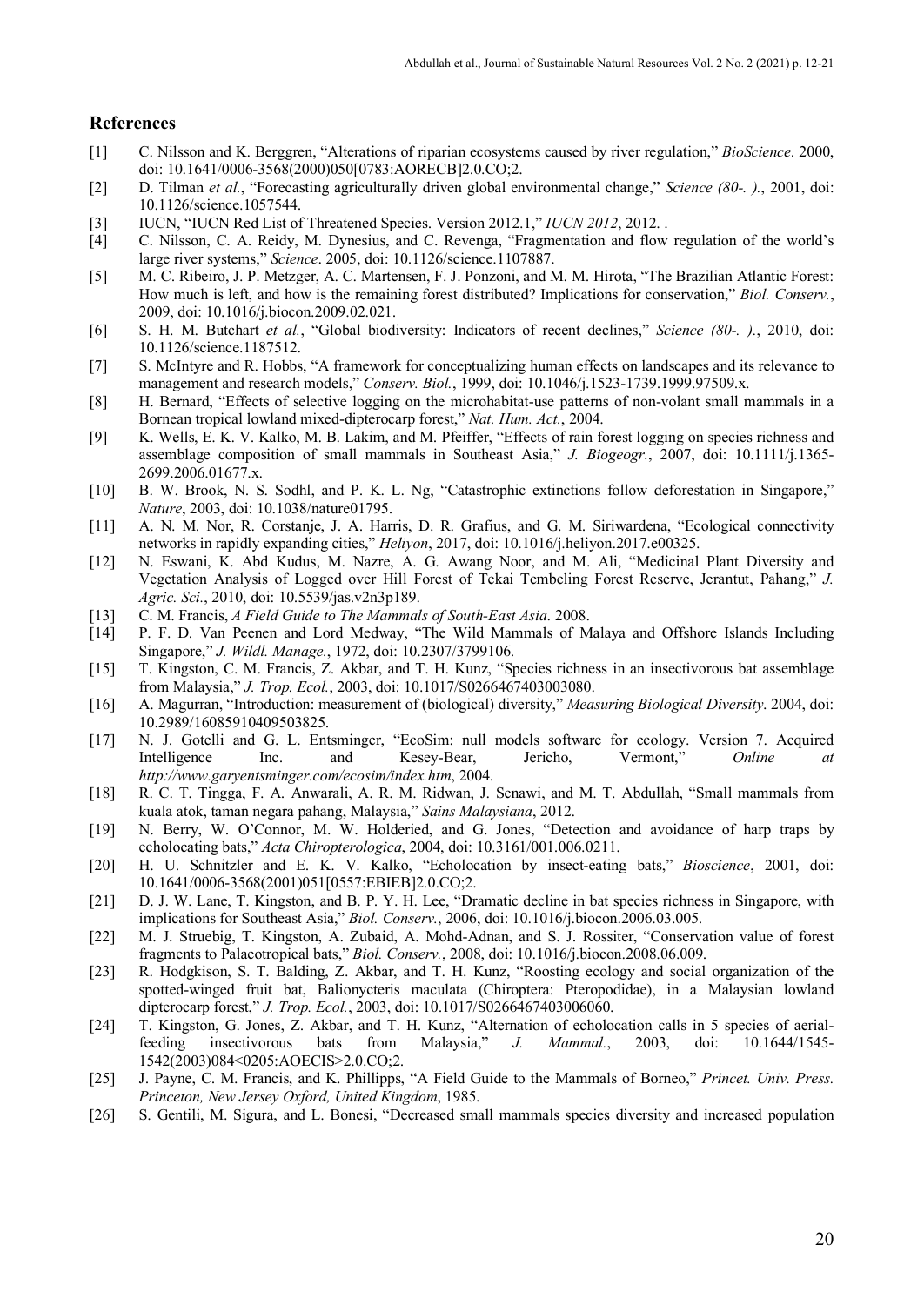## References

[1] C. Nilsson and K. Berggren, "Alterations of riparian ecosystems caused by river regulation," *BioScience*. 2000, doi: 10.1641/0006-3568(2000)050[0783:AORECB]2.0.CO;2.

[2] D. Tilman *et al.*, "Forecasting agriculturally driven global environmental change," *Science (80-. ).*, 2001, doi: 10.1126/science.1057544.

[3] IUCN, "IUCN Red List of Threatened Species. Version 2012.1," *IUCN 2012*, 2012. .

[4] C. Nilsson, C. A. Reidy, M. Dynesius, and C. Revenga, "Fragmentation and flow regulation of the world's large river systems," *Science*. 2005, doi: 10.1126/science.1107887.

[5] M. C. Ribeiro, J. P. Metzger, A. C. Martensen, F. J. Ponzoni, and M. M. Hirota, "The Brazilian Atlantic Forest: How much is left, and how is the remaining forest distributed? Implications for conservation," *Biol. Conserv.*, 2009, doi: 10.1016/j.biocon.2009.02.021.

[6] S. H. M. Butchart *et al.*, "Global biodiversity: Indicators of recent declines," *Science (80-. ).*, 2010, doi: 10.1126/science.1187512.

[7] S. McIntyre and R. Hobbs, "A framework for conceptualizing human effects on landscapes and its relevance to management and research models," *Conserv. Biol.*, 1999, doi: 10.1046/j.1523-1739.1999.97509.x.

[8] H. Bernard, "Effects of selective logging on the microhabitat-use patterns of non-volant small mammals in a Bornean tropical lowland mixed-dipterocarp forest," *Nat. Hum. Act.*, 2004.

[9] K. Wells, E. K. V. Kalko, M. B. Lakim, and M. Pfeiffer, "Effects of rain forest logging on species richness and assemblage composition of small mammals in Southeast Asia," *J. Biogeogr.*, 2007, doi: 10.1111/j.1365-2699.2006.01677.x.

[10] B. W. Brook, N. S. Sodhl, and P. K. L. Ng, "Catastrophic extinctions follow deforestation in Singapore," *Nature*, 2003, doi: 10.1038/nature01795.

[11] A. N. M. Nor, R. Corstanje, J. A. Harris, D. R. Grafius, and G. M. Siriwardena, "Ecological connectivity networks in rapidly expanding cities," *Heliyon*, 2017, doi: 10.1016/j.heliyon.2017.e00325.

[12] N. Eswani, K. Abd Kudus, M. Nazre, A. G. Awang Noor, and M. Ali, "Medicinal Plant Diversity and Vegetation Analysis of Logged over Hill Forest of Tekai Tembeling Forest Reserve, Jerantut, Pahang," *J. Agric. Sci.*, 2010, doi: 10.5539/jas.v2n3p189.

[13] C. M. Francis, *A Field Guide to The Mammals of South-East Asia*. 2008.

[14] P. F. D. Van Peenen and Lord Medway, "The Wild Mammals of Malaya and Offshore Islands Including Singapore," *J. Wildl. Manage.*, 1972, doi: 10.2307/3799106.

[15] T. Kingston, C. M. Francis, Z. Akbar, and T. H. Kunz, "Species richness in an insectivorous bat assemblage from Malaysia," *J. Trop. Ecol.*, 2003, doi: 10.1017/S0266467403003080.

[16] A. Magurran, "Introduction: measurement of (biological) diversity," *Measuring Biological Diversity*. 2004, doi: 10.2989/16085910409503825.

[17] N. J. Gotelli and G. L. Entsminger, "EcoSim: null models software for ecology. Version 7. Acquired Intelligence Inc. and Kesey-Bear, Jericho, Vermont," *Online at http://www.garyentsminger.com/ecosim/index.htm*, 2004.

[18] R. C. T. Tingga, F. A. Anwarali, A. R. M. Ridwan, J. Senawi, and M. T. Abdullah, "Small mammals from kuala atok, taman negara pahang, Malaysia," *Sains Malaysiana*, 2012.

[19] N. Berry, W. O'Connor, M. W. Holderied, and G. Jones, "Detection and avoidance of harp traps by echolocating bats," *Acta Chiropterologica*, 2004, doi: 10.3161/001.006.0211.

[20] H. U. Schnitzler and E. K. V. Kalko, "Echolocation by insect-eating bats," *Bioscience*, 2001, doi: 10.1641/0006-3568(2001)051[0557:EBIEB]2.0.CO;2.

[21] D. J. W. Lane, T. Kingston, and B. P. Y. H. Lee, "Dramatic decline in bat species richness in Singapore, with implications for Southeast Asia," *Biol. Conserv.*, 2006, doi: 10.1016/j.biocon.2006.03.005.

[22] M. J. Struebig, T. Kingston, A. Zubaid, A. Mohd-Adnan, and S. J. Rossiter, "Conservation value of forest fragments to Palaeotropical bats," *Biol. Conserv.*, 2008, doi: 10.1016/j.biocon.2008.06.009.

[23] R. Hodgkison, S. T. Balding, Z. Akbar, and T. H. Kunz, "Roosting ecology and social organization of the spotted-winged fruit bat, Balionycteris maculata (Chiroptera: Pteropodidae), in a Malaysian lowland dipterocarp forest," *J. Trop. Ecol.*, 2003, doi: 10.1017/S0266467403006060.

[24] T. Kingston, G. Jones, Z. Akbar, and T. H. Kunz, "Alternation of echolocation calls in 5 species of aerial-feeding insectivorous bats from Malaysia," *J. Mammal.*, 2003, doi: 10.1644/1545-1542(2003)084<0205:AOECIS>2.0.CO;2.

[25] J. Payne, C. M. Francis, and K. Phillipps, "A Field Guide to the Mammals of Borneo," *Princet. Univ. Press. Princeton, New Jersey Oxford, United Kingdom*, 1985.

[26] S. Gentili, M. Sigura, and L. Bonesi, "Decreased small mammals species diversity and increased population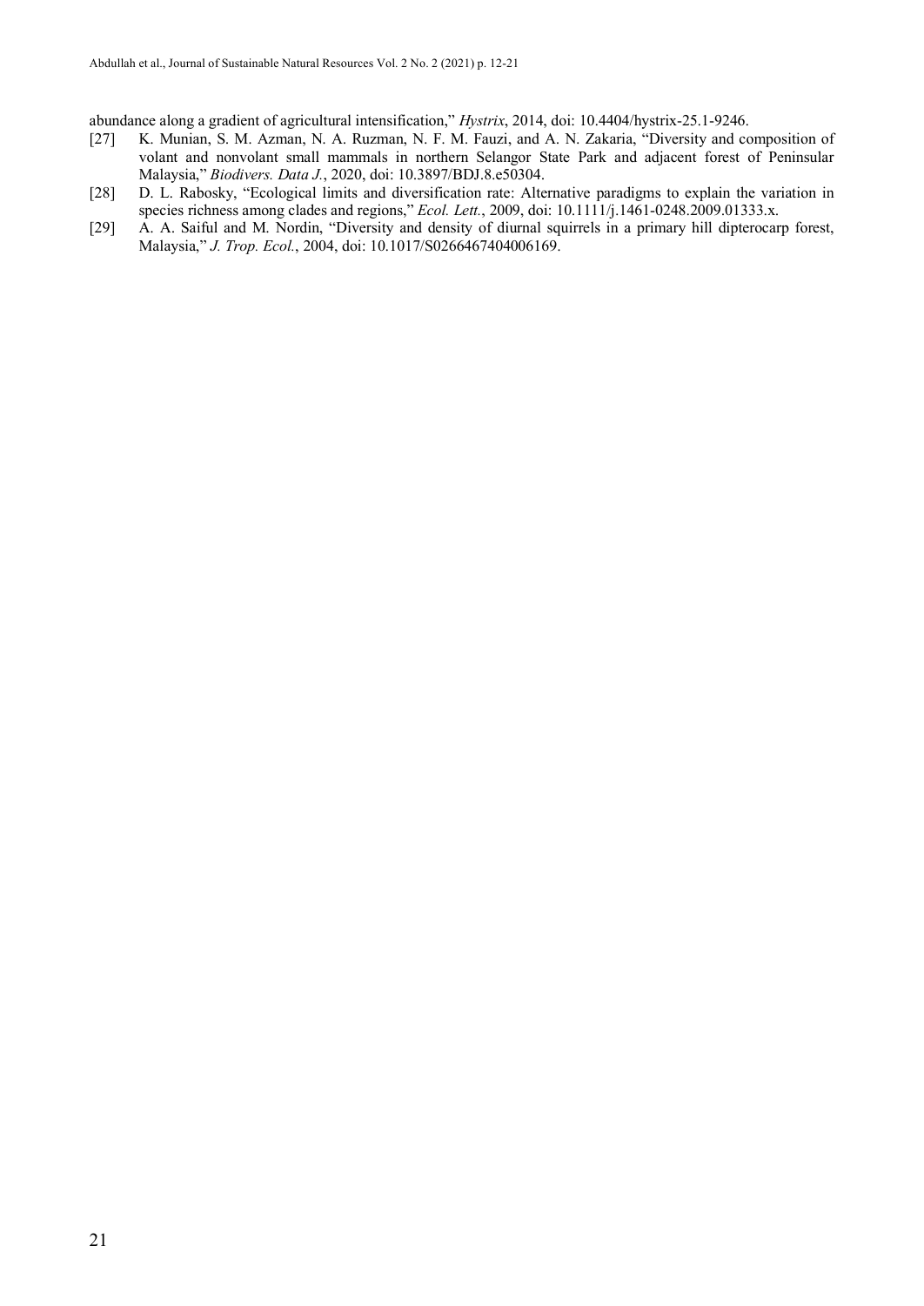abundance along a gradient of agricultural intensification," *Hystrix*, 2014, doi: 10.4404/hystrix-25.1-9246.

[27] K. Munian, S. M. Azman, N. A. Ruzman, N. F. M. Fauzi, and A. N. Zakaria, "Diversity and composition of volant and nonvolant small mammals in northern Selangor State Park and adjacent forest of Peninsular Malaysia," *Biodivers. Data J.*, 2020, doi: 10.3897/BDJ.8.e50304.

[28] D. L. Rabosky, "Ecological limits and diversification rate: Alternative paradigms to explain the variation in species richness among clades and regions," *Ecol. Lett.*, 2009, doi: 10.1111/j.1461-0248.2009.01333.x.

[29] A. A. Saiful and M. Nordin, "Diversity and density of diurnal squirrels in a primary hill dipterocarp forest, Malaysia," *J. Trop. Ecol.*, 2004, doi: 10.1017/S0266467404006169.